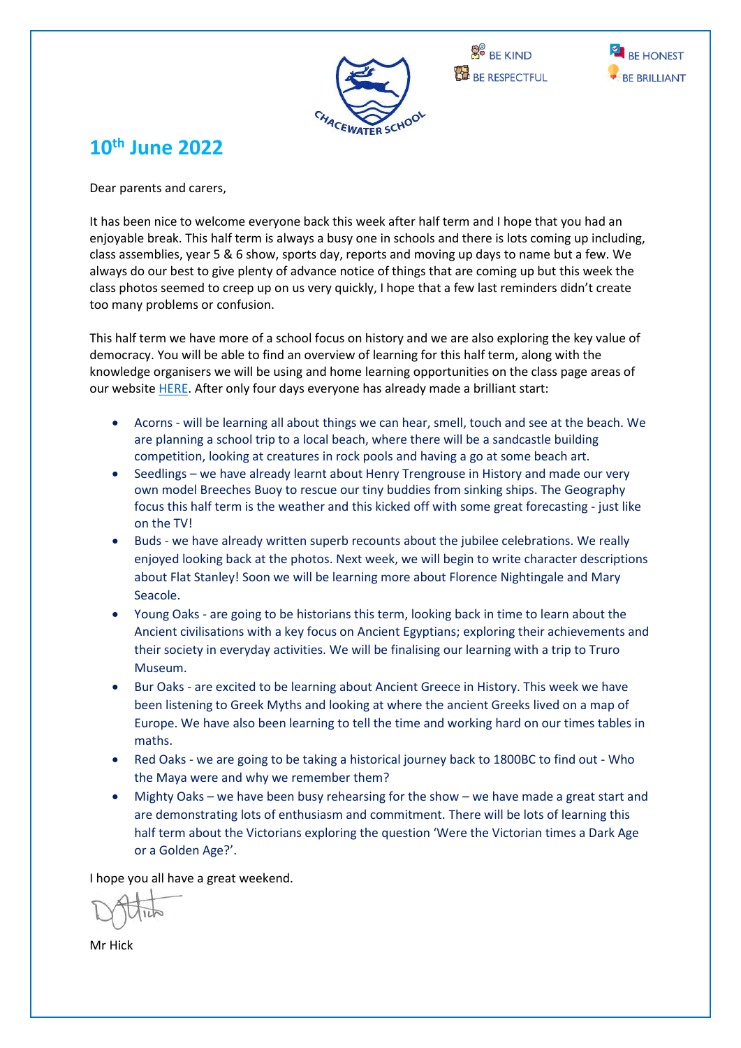BE KIND  
BE RESPECTFUL  
BE HONEST  
BE BRILLIANT

CHACEWATER SCHOOL

# 10th June 2022

Dear parents and carers,

It has been nice to welcome everyone back this week after half term and I hope that you had an enjoyable break. This half term is always a busy one in schools and there is lots coming up including, class assemblies, year 5 & 6 show, sports day, reports and moving up days to name but a few. We always do our best to give plenty of advance notice of things that are coming up but this week the class photos seemed to creep up on us very quickly, I hope that a few last reminders didn't create too many problems or confusion.

This half term we have more of a school focus on history and we are also exploring the key value of democracy. You will be able to find an overview of learning for this half term, along with the knowledge organisers we will be using and home learning opportunities on the class page areas of our website HERE. After only four days everyone has already made a brilliant start:

- Acorns - will be learning all about things we can hear, smell, touch and see at the beach. We are planning a school trip to a local beach, where there will be a sandcastle building competition, looking at creatures in rock pools and having a go at some beach art.
- Seedlings – we have already learnt about Henry Trengrouse in History and made our very own model Breeches Buoy to rescue our tiny buddies from sinking ships. The Geography focus this half term is the weather and this kicked off with some great forecasting - just like on the TV!
- Buds - we have already written superb recounts about the jubilee celebrations. We really enjoyed looking back at the photos. Next week, we will begin to write character descriptions about Flat Stanley! Soon we will be learning more about Florence Nightingale and Mary Seacole.
- Young Oaks - are going to be historians this term, looking back in time to learn about the Ancient civilisations with a key focus on Ancient Egyptians; exploring their achievements and their society in everyday activities. We will be finalising our learning with a trip to Truro Museum.
- Bur Oaks - are excited to be learning about Ancient Greece in History. This week we have been listening to Greek Myths and looking at where the ancient Greeks lived on a map of Europe. We have also been learning to tell the time and working hard on our times tables in maths.
- Red Oaks - we are going to be taking a historical journey back to 1800BC to find out - Who the Maya were and why we remember them?
- Mighty Oaks – we have been busy rehearsing for the show – we have made a great start and are demonstrating lots of enthusiasm and commitment. There will be lots of learning this half term about the Victorians exploring the question 'Were the Victorian times a Dark Age or a Golden Age?'.

I hope you all have a great weekend.

Mr Hick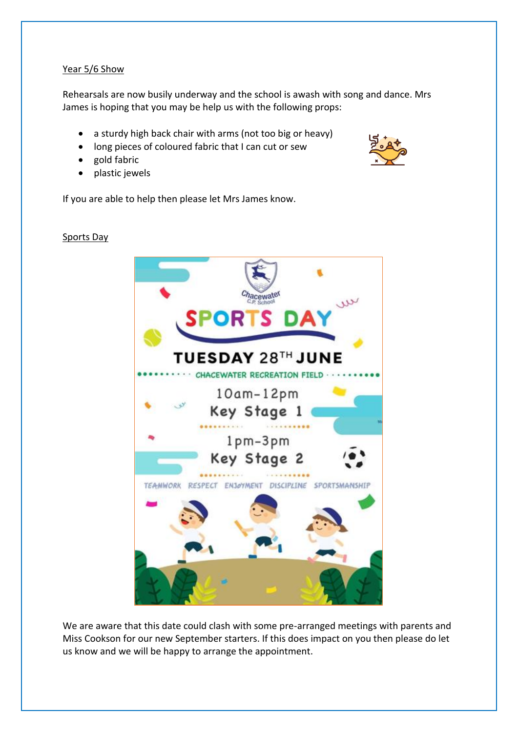## Year 5/6 Show

Rehearsals are now busily underway and the school is awash with song and dance. Mrs James is hoping that you may be help us with the following props:

- a sturdy high back chair with arms (not too big or heavy)
- long pieces of coloured fabric that I can cut or sew
- gold fabric
- plastic jewels

If you are able to help then please let Mrs James know.

## Sports Day

Chacewater C.P. School

**SPORTS DAY**

**TUESDAY 28TH JUNE**

CHACEWATER RECREATION FIELD

10am-12pm
Key Stage 1

1pm-3pm
Key Stage 2

TEAMWORK RESPECT ENJOYMENT DISCIPLINE SPORTSMANSHIP

We are aware that this date could clash with some pre-arranged meetings with parents and Miss Cookson for our new September starters. If this does impact on you then please do let us know and we will be happy to arrange the appointment.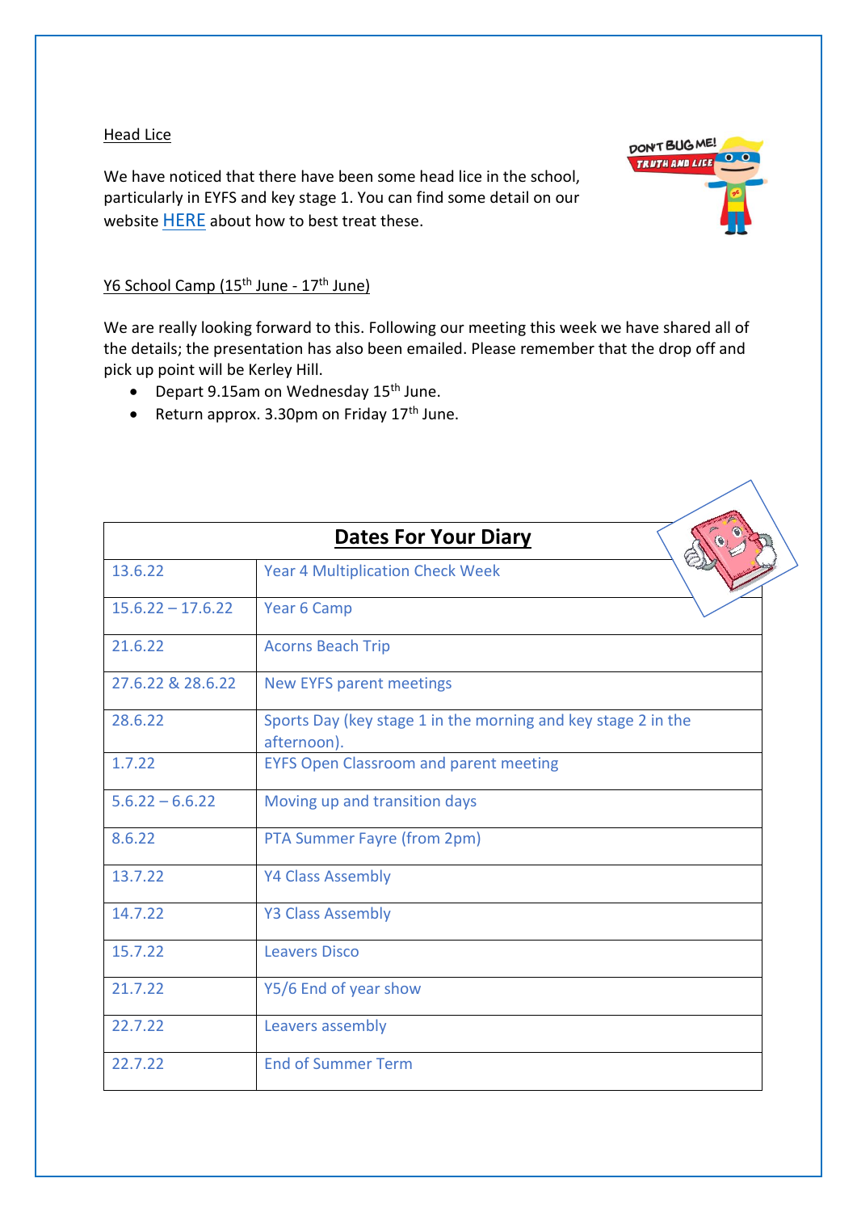Head Lice

We have noticed that there have been some head lice in the school, particularly in EYFS and key stage 1. You can find some detail on our website HERE about how to best treat these.

Y6 School Camp (15th June - 17th June)

We are really looking forward to this. Following our meeting this week we have shared all of the details; the presentation has also been emailed. Please remember that the drop off and pick up point will be Kerley Hill.

- Depart 9.15am on Wednesday 15th June.
- Return approx. 3.30pm on Friday 17th June.

| **Dates For Your Diary** | |
|---|---|
| 13.6.22 | Year 4 Multiplication Check Week |
| 15.6.22 – 17.6.22 | Year 6 Camp |
| 21.6.22 | Acorns Beach Trip |
| 27.6.22 & 28.6.22 | New EYFS parent meetings |
| 28.6.22 | Sports Day (key stage 1 in the morning and key stage 2 in the afternoon). |
| 1.7.22 | EYFS Open Classroom and parent meeting |
| 5.6.22 – 6.6.22 | Moving up and transition days |
| 8.6.22 | PTA Summer Fayre (from 2pm) |
| 13.7.22 | Y4 Class Assembly |
| 14.7.22 | Y3 Class Assembly |
| 15.7.22 | Leavers Disco |
| 21.7.22 | Y5/6 End of year show |
| 22.7.22 | Leavers assembly |
| 22.7.22 | End of Summer Term |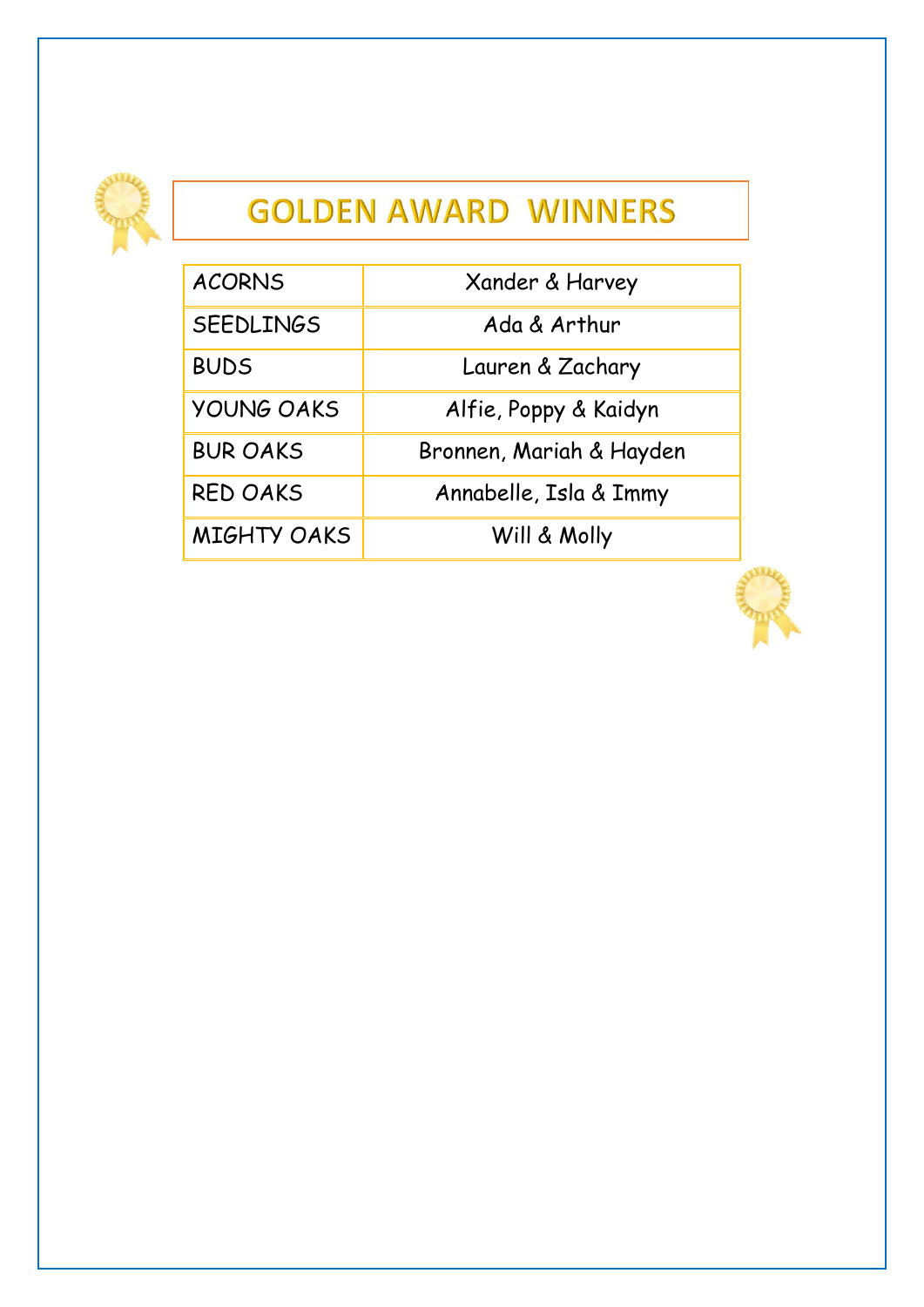# GOLDEN AWARD WINNERS

| | |
|---|---|
| ACORNS | Xander & Harvey |
| SEEDLINGS | Ada & Arthur |
| BUDS | Lauren & Zachary |
| YOUNG OAKS | Alfie, Poppy & Kaidyn |
| BUR OAKS | Bronnen, Mariah & Hayden |
| RED OAKS | Annabelle, Isla & Immy |
| MIGHTY OAKS | Will & Molly |